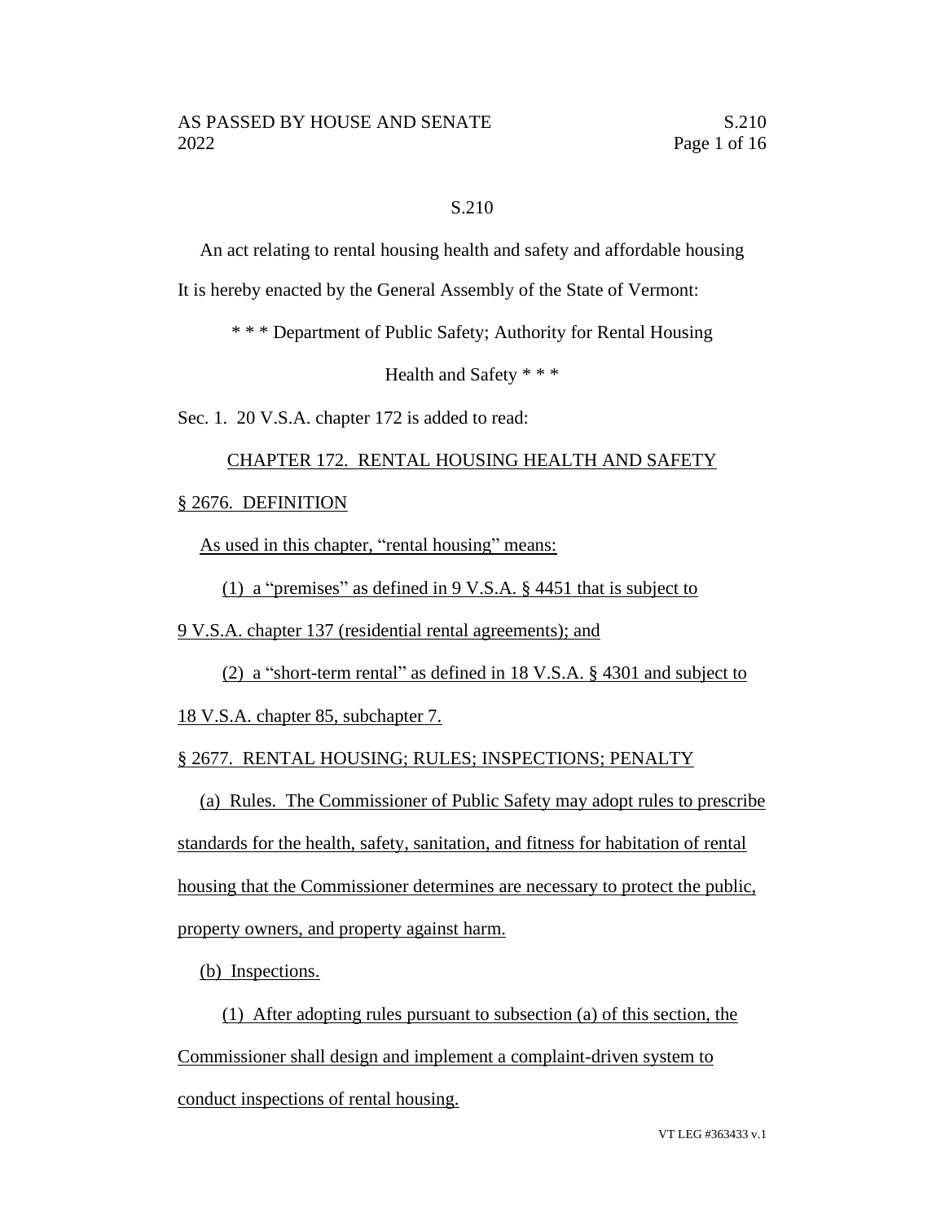S.210

An act relating to rental housing health and safety and affordable housing

It is hereby enacted by the General Assembly of the State of Vermont:

\* \* \* Department of Public Safety; Authority for Rental Housing Health and Safety \* \* \*

Sec. 1. 20 V.S.A. chapter 172 is added to read:

CHAPTER 172. RENTAL HOUSING HEALTH AND SAFETY

§ 2676. DEFINITION

As used in this chapter, "rental housing" means:

(1) a "premises" as defined in 9 V.S.A. § 4451 that is subject to 9 V.S.A. chapter 137 (residential rental agreements); and

(2) a "short-term rental" as defined in 18 V.S.A. § 4301 and subject to 18 V.S.A. chapter 85, subchapter 7.

§ 2677. RENTAL HOUSING; RULES; INSPECTIONS; PENALTY

(a) Rules. The Commissioner of Public Safety may adopt rules to prescribe standards for the health, safety, sanitation, and fitness for habitation of rental housing that the Commissioner determines are necessary to protect the public, property owners, and property against harm.

(b) Inspections.

(1) After adopting rules pursuant to subsection (a) of this section, the Commissioner shall design and implement a complaint-driven system to conduct inspections of rental housing.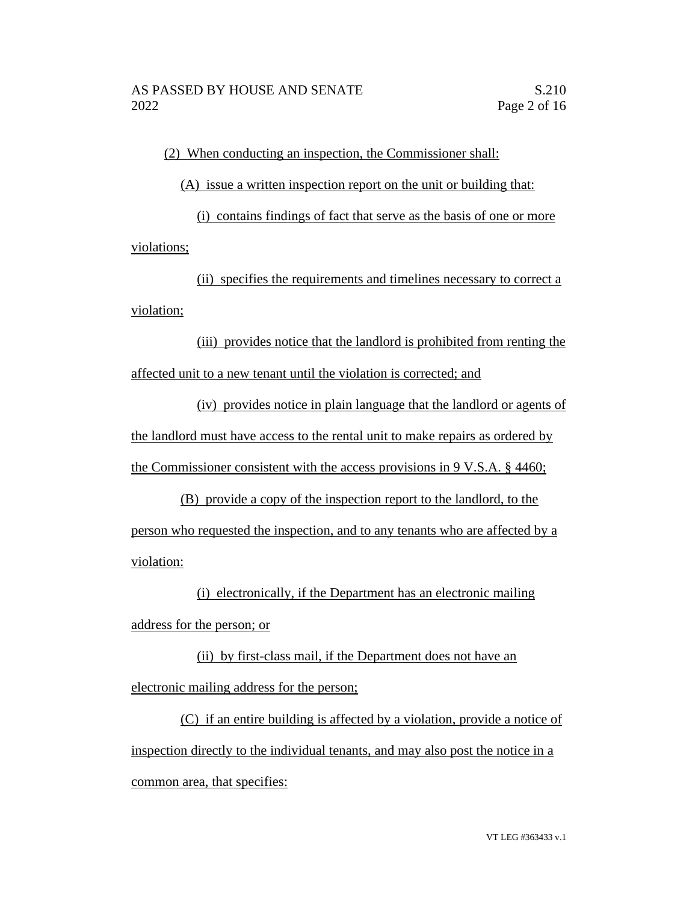(2) When conducting an inspection, the Commissioner shall:

(A) issue a written inspection report on the unit or building that:

(i) contains findings of fact that serve as the basis of one or more violations;

(ii) specifies the requirements and timelines necessary to correct a violation;

(iii) provides notice that the landlord is prohibited from renting the affected unit to a new tenant until the violation is corrected; and

(iv) provides notice in plain language that the landlord or agents of the landlord must have access to the rental unit to make repairs as ordered by the Commissioner consistent with the access provisions in 9 V.S.A. § 4460;

(B) provide a copy of the inspection report to the landlord, to the person who requested the inspection, and to any tenants who are affected by a violation:

(i) electronically, if the Department has an electronic mailing address for the person; or

(ii) by first-class mail, if the Department does not have an electronic mailing address for the person;

(C) if an entire building is affected by a violation, provide a notice of inspection directly to the individual tenants, and may also post the notice in a common area, that specifies: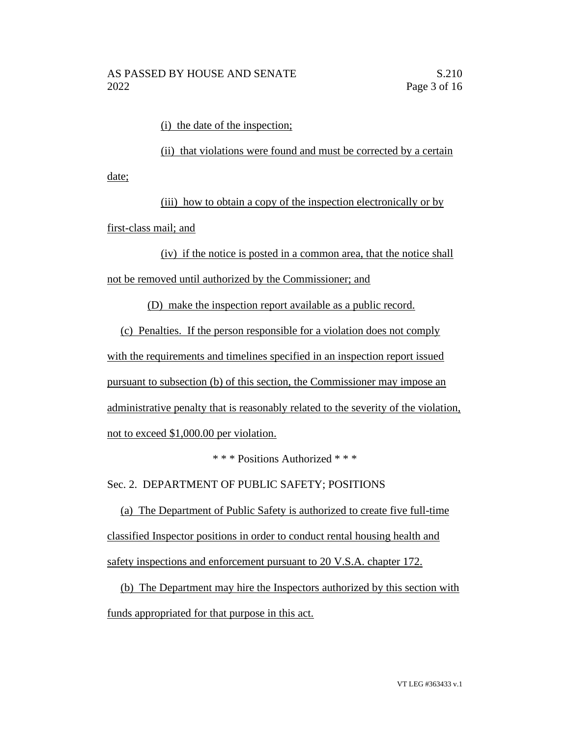(i) the date of the inspection;

(ii) that violations were found and must be corrected by a certain date;

(iii) how to obtain a copy of the inspection electronically or by first-class mail; and

(iv) if the notice is posted in a common area, that the notice shall not be removed until authorized by the Commissioner; and

(D) make the inspection report available as a public record.

(c) Penalties. If the person responsible for a violation does not comply with the requirements and timelines specified in an inspection report issued pursuant to subsection (b) of this section, the Commissioner may impose an administrative penalty that is reasonably related to the severity of the violation, not to exceed $1,000.00 per violation.

\* \* \* Positions Authorized \* \* \*

Sec. 2. DEPARTMENT OF PUBLIC SAFETY; POSITIONS

(a) The Department of Public Safety is authorized to create five full-time classified Inspector positions in order to conduct rental housing health and safety inspections and enforcement pursuant to 20 V.S.A. chapter 172.

(b) The Department may hire the Inspectors authorized by this section with funds appropriated for that purpose in this act.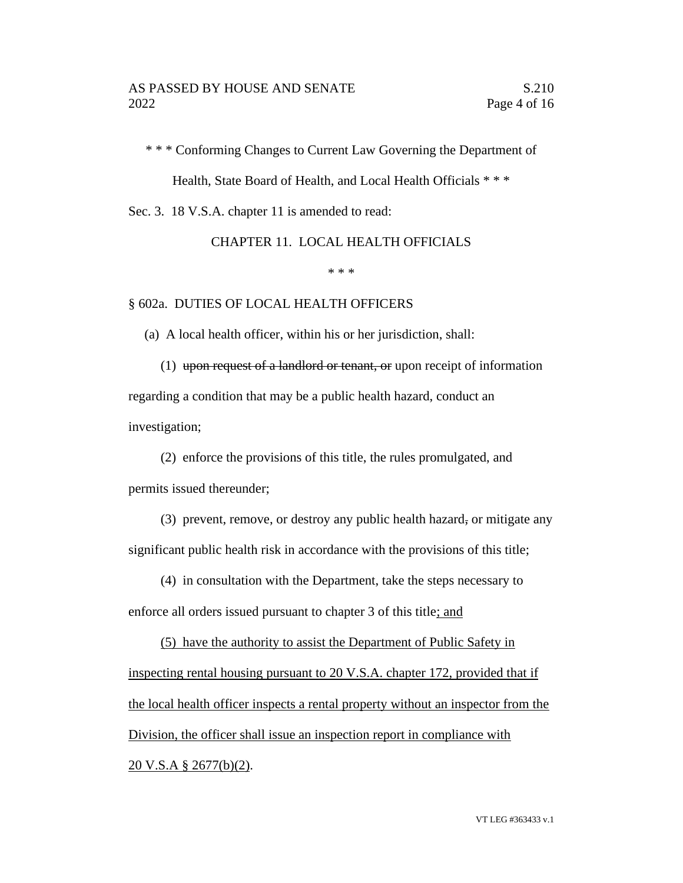\* \* \* Conforming Changes to Current Law Governing the Department of Health, State Board of Health, and Local Health Officials \* \* \*

Sec. 3. 18 V.S.A. chapter 11 is amended to read:

CHAPTER 11. LOCAL HEALTH OFFICIALS

\* \* \*

§ 602a. DUTIES OF LOCAL HEALTH OFFICERS

(a) A local health officer, within his or her jurisdiction, shall:

(1) ~~upon request of a landlord or tenant, or~~ upon receipt of information regarding a condition that may be a public health hazard, conduct an investigation;

(2) enforce the provisions of this title, the rules promulgated, and permits issued thereunder;

(3) prevent, remove, or destroy any public health hazard~~,~~ or mitigate any significant public health risk in accordance with the provisions of this title;

(4) in consultation with the Department, take the steps necessary to enforce all orders issued pursuant to chapter 3 of this title<u>; and</u>

<u>(5) have the authority to assist the Department of Public Safety in inspecting rental housing pursuant to 20 V.S.A. chapter 172, provided that if the local health officer inspects a rental property without an inspector from the Division, the officer shall issue an inspection report in compliance with 20 V.S.A § 2677(b)(2)</u>.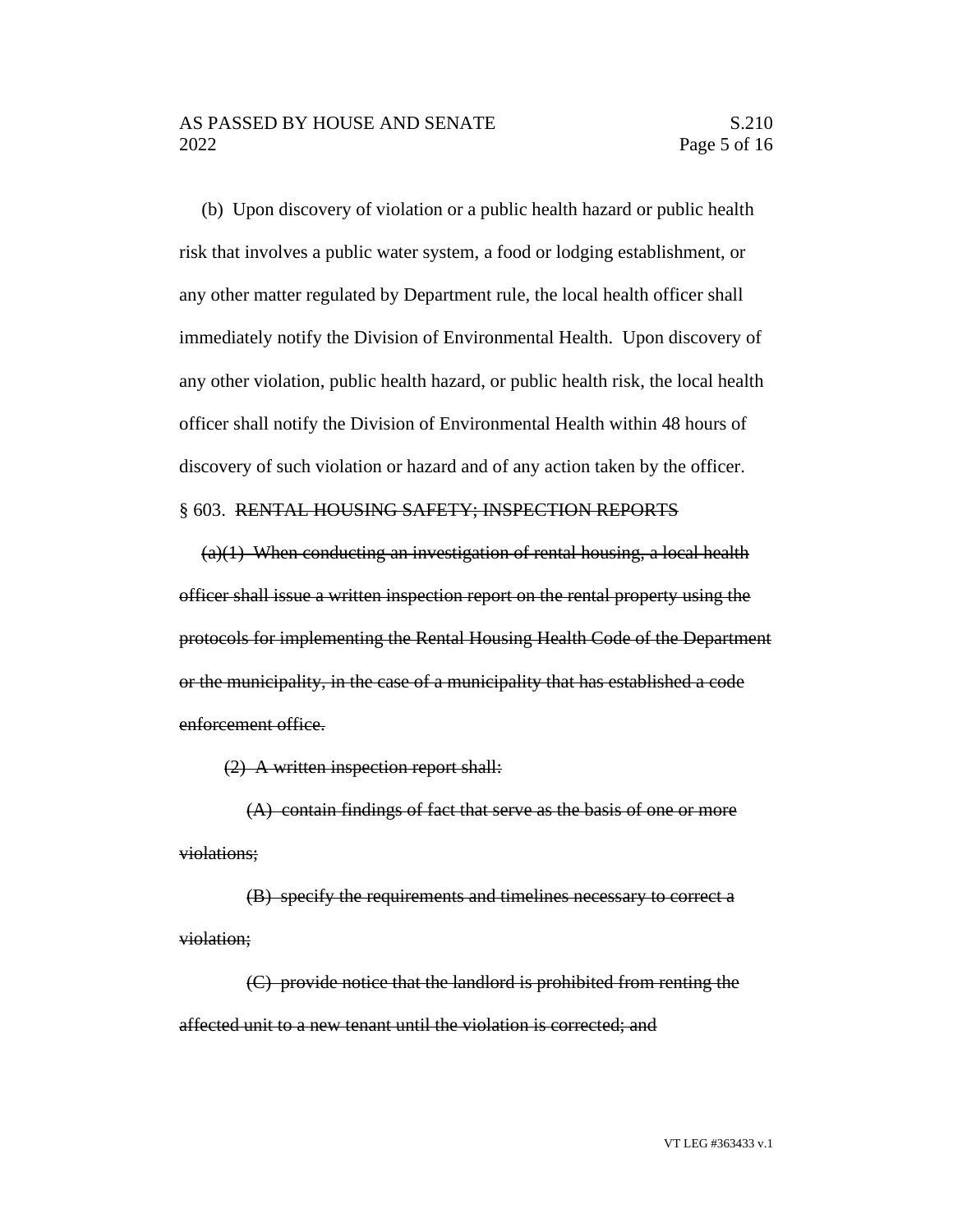(b) Upon discovery of violation or a public health hazard or public health risk that involves a public water system, a food or lodging establishment, or any other matter regulated by Department rule, the local health officer shall immediately notify the Division of Environmental Health. Upon discovery of any other violation, public health hazard, or public health risk, the local health officer shall notify the Division of Environmental Health within 48 hours of discovery of such violation or hazard and of any action taken by the officer.

§ 603. ~~RENTAL HOUSING SAFETY; INSPECTION REPORTS~~

~~(a)(1) When conducting an investigation of rental housing, a local health officer shall issue a written inspection report on the rental property using the protocols for implementing the Rental Housing Health Code of the Department or the municipality, in the case of a municipality that has established a code enforcement office.~~

~~(2) A written inspection report shall:~~

~~(A) contain findings of fact that serve as the basis of one or more violations;~~

~~(B) specify the requirements and timelines necessary to correct a violation;~~

~~(C) provide notice that the landlord is prohibited from renting the affected unit to a new tenant until the violation is corrected; and~~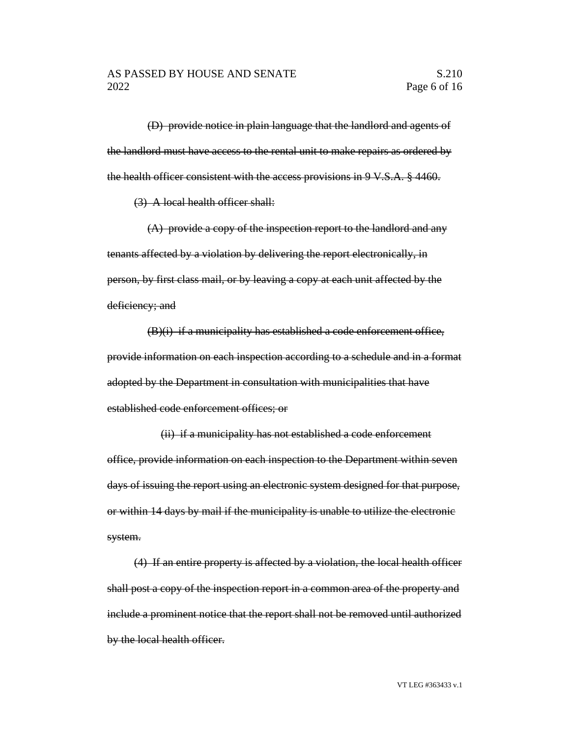~~(D) provide notice in plain language that the landlord and agents of the landlord must have access to the rental unit to make repairs as ordered by the health officer consistent with the access provisions in 9 V.S.A. § 4460.~~

~~(3) A local health officer shall:~~

~~(A) provide a copy of the inspection report to the landlord and any tenants affected by a violation by delivering the report electronically, in person, by first class mail, or by leaving a copy at each unit affected by the deficiency; and~~

~~(B)(i) if a municipality has established a code enforcement office, provide information on each inspection according to a schedule and in a format adopted by the Department in consultation with municipalities that have established code enforcement offices; or~~

~~(ii) if a municipality has not established a code enforcement office, provide information on each inspection to the Department within seven days of issuing the report using an electronic system designed for that purpose, or within 14 days by mail if the municipality is unable to utilize the electronic system.~~

~~(4) If an entire property is affected by a violation, the local health officer shall post a copy of the inspection report in a common area of the property and include a prominent notice that the report shall not be removed until authorized by the local health officer.~~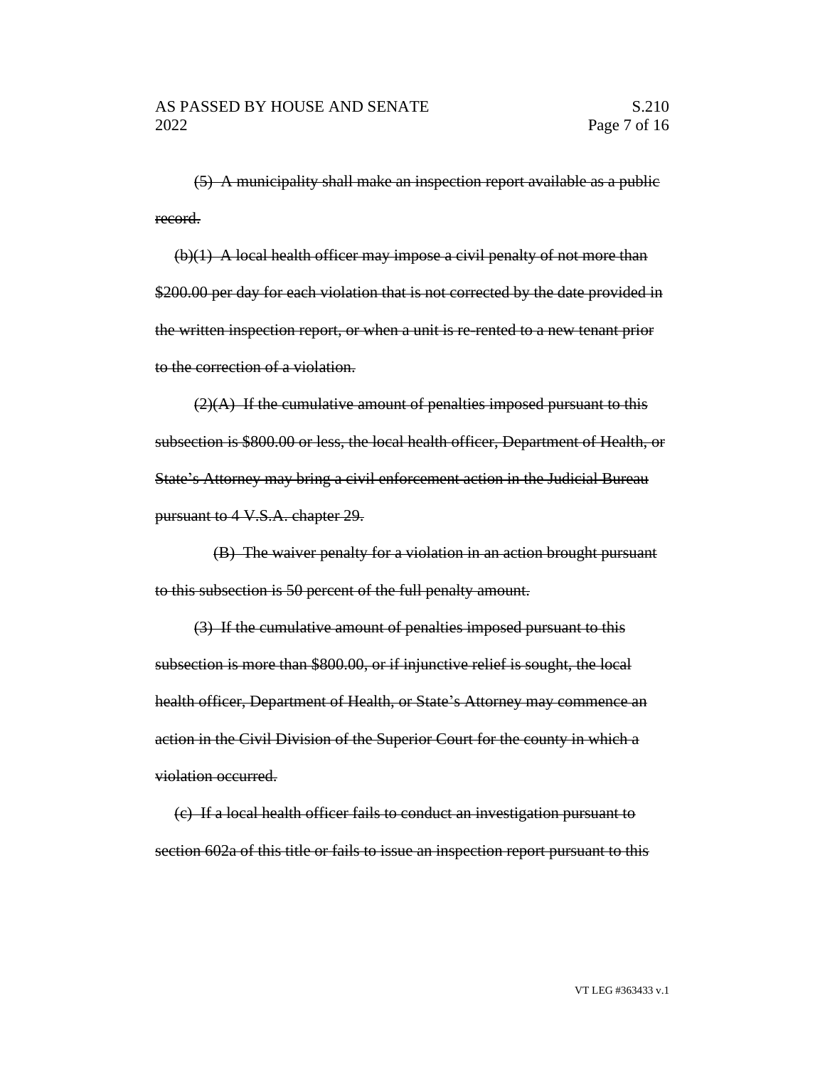~~(5) A municipality shall make an inspection report available as a public record.~~

~~(b)(1) A local health officer may impose a civil penalty of not more than \$200.00 per day for each violation that is not corrected by the date provided in the written inspection report, or when a unit is re-rented to a new tenant prior to the correction of a violation.~~

~~(2)(A) If the cumulative amount of penalties imposed pursuant to this subsection is \$800.00 or less, the local health officer, Department of Health, or State's Attorney may bring a civil enforcement action in the Judicial Bureau pursuant to 4 V.S.A. chapter 29.~~

~~(B) The waiver penalty for a violation in an action brought pursuant to this subsection is 50 percent of the full penalty amount.~~

~~(3) If the cumulative amount of penalties imposed pursuant to this subsection is more than \$800.00, or if injunctive relief is sought, the local health officer, Department of Health, or State's Attorney may commence an action in the Civil Division of the Superior Court for the county in which a violation occurred.~~

~~(c) If a local health officer fails to conduct an investigation pursuant to section 602a of this title or fails to issue an inspection report pursuant to this~~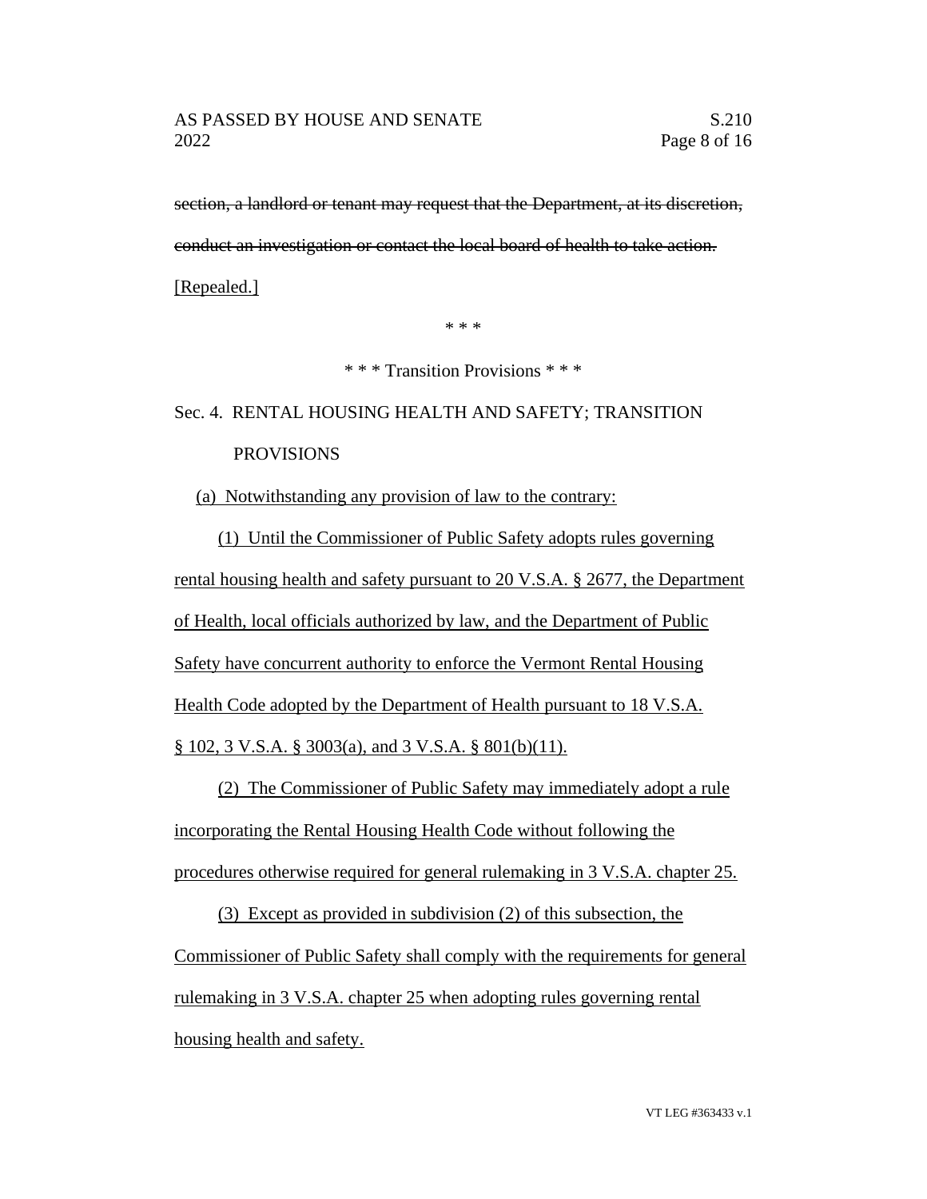~~section, a landlord or tenant may request that the Department, at its discretion, conduct an investigation or contact the local board of health to take action.~~ <u>[Repealed.]</u>

\* \* \*

\* \* \* Transition Provisions \* \* \*

Sec. 4. RENTAL HOUSING HEALTH AND SAFETY; TRANSITION PROVISIONS

<u>(a) Notwithstanding any provision of law to the contrary:</u>

<u>(1) Until the Commissioner of Public Safety adopts rules governing rental housing health and safety pursuant to 20 V.S.A. § 2677, the Department of Health, local officials authorized by law, and the Department of Public Safety have concurrent authority to enforce the Vermont Rental Housing Health Code adopted by the Department of Health pursuant to 18 V.S.A. § 102, 3 V.S.A. § 3003(a), and 3 V.S.A. § 801(b)(11).</u>

<u>(2) The Commissioner of Public Safety may immediately adopt a rule incorporating the Rental Housing Health Code without following the procedures otherwise required for general rulemaking in 3 V.S.A. chapter 25.</u>

<u>(3) Except as provided in subdivision (2) of this subsection, the Commissioner of Public Safety shall comply with the requirements for general rulemaking in 3 V.S.A. chapter 25 when adopting rules governing rental housing health and safety.</u>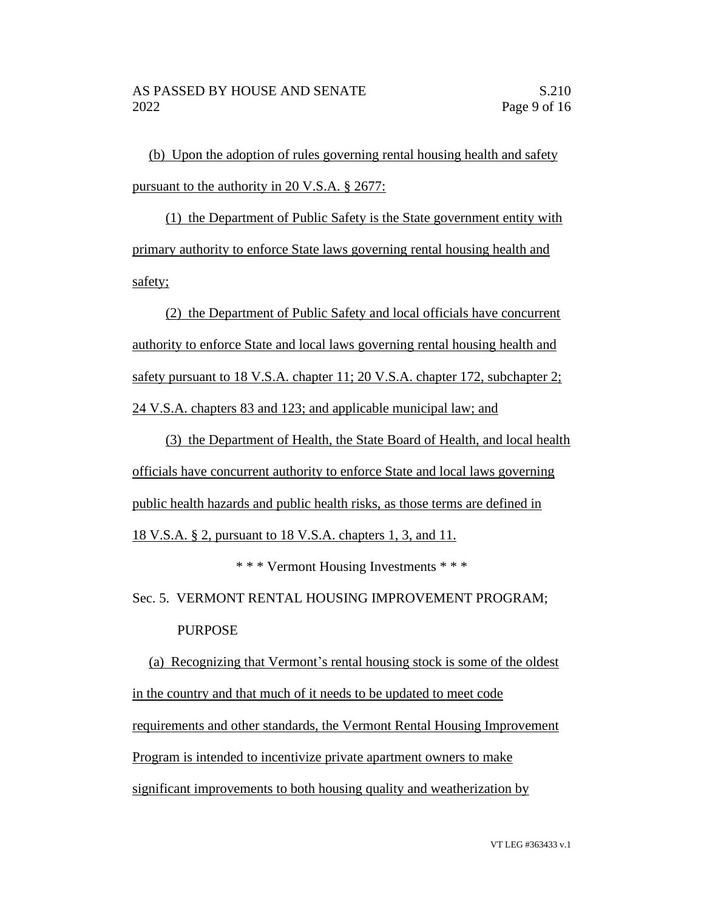(b) Upon the adoption of rules governing rental housing health and safety pursuant to the authority in 20 V.S.A. § 2677:

(1) the Department of Public Safety is the State government entity with primary authority to enforce State laws governing rental housing health and safety;

(2) the Department of Public Safety and local officials have concurrent authority to enforce State and local laws governing rental housing health and safety pursuant to 18 V.S.A. chapter 11; 20 V.S.A. chapter 172, subchapter 2; 24 V.S.A. chapters 83 and 123; and applicable municipal law; and

(3) the Department of Health, the State Board of Health, and local health officials have concurrent authority to enforce State and local laws governing public health hazards and public health risks, as those terms are defined in 18 V.S.A. § 2, pursuant to 18 V.S.A. chapters 1, 3, and 11.

\* \* \* Vermont Housing Investments \* \* \*

Sec. 5. VERMONT RENTAL HOUSING IMPROVEMENT PROGRAM; PURPOSE

(a) Recognizing that Vermont's rental housing stock is some of the oldest in the country and that much of it needs to be updated to meet code requirements and other standards, the Vermont Rental Housing Improvement Program is intended to incentivize private apartment owners to make significant improvements to both housing quality and weatherization by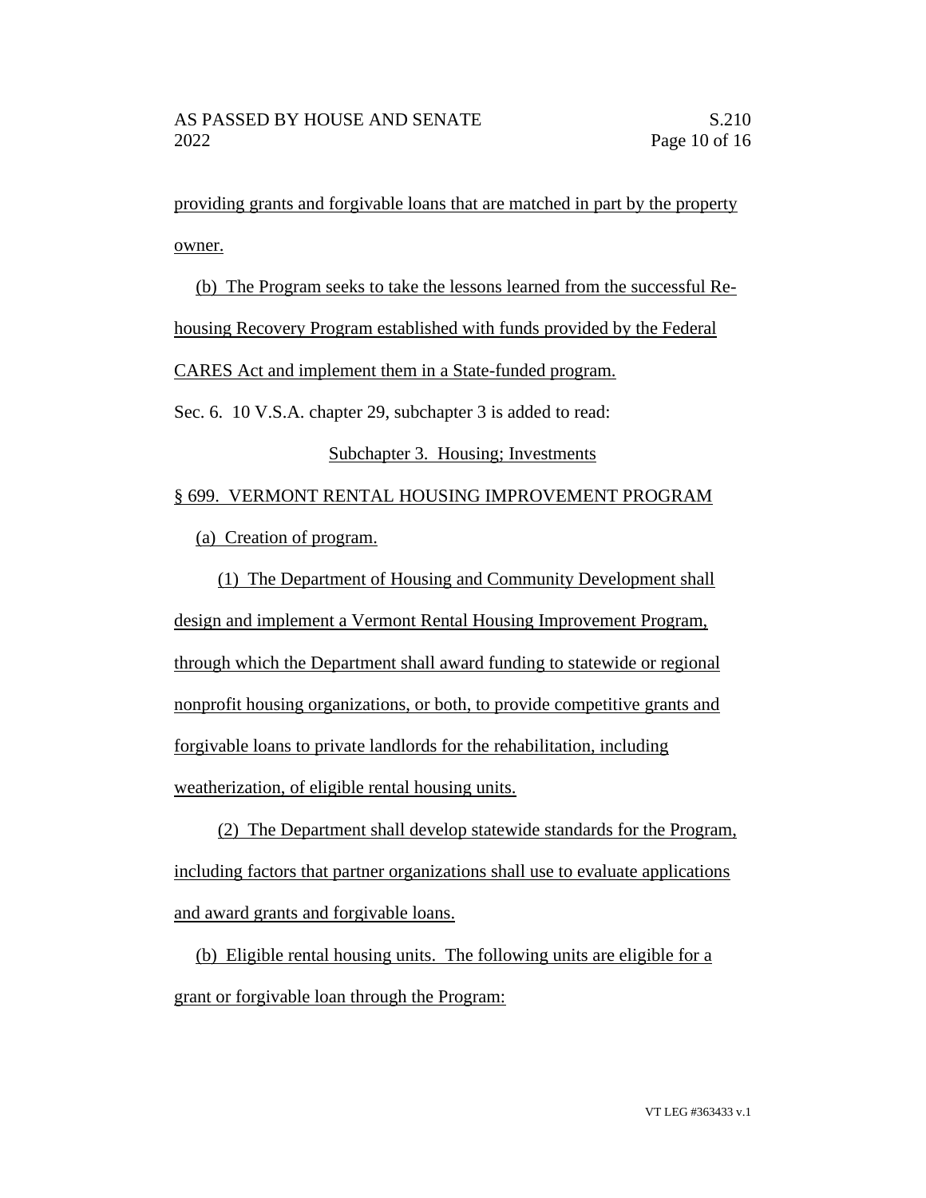providing grants and forgivable loans that are matched in part by the property owner.

(b) The Program seeks to take the lessons learned from the successful Re-housing Recovery Program established with funds provided by the Federal CARES Act and implement them in a State-funded program.

Sec. 6. 10 V.S.A. chapter 29, subchapter 3 is added to read:

Subchapter 3. Housing; Investments

§ 699. VERMONT RENTAL HOUSING IMPROVEMENT PROGRAM

(a) Creation of program.

(1) The Department of Housing and Community Development shall design and implement a Vermont Rental Housing Improvement Program, through which the Department shall award funding to statewide or regional nonprofit housing organizations, or both, to provide competitive grants and forgivable loans to private landlords for the rehabilitation, including weatherization, of eligible rental housing units.

(2) The Department shall develop statewide standards for the Program, including factors that partner organizations shall use to evaluate applications and award grants and forgivable loans.

(b) Eligible rental housing units. The following units are eligible for a grant or forgivable loan through the Program: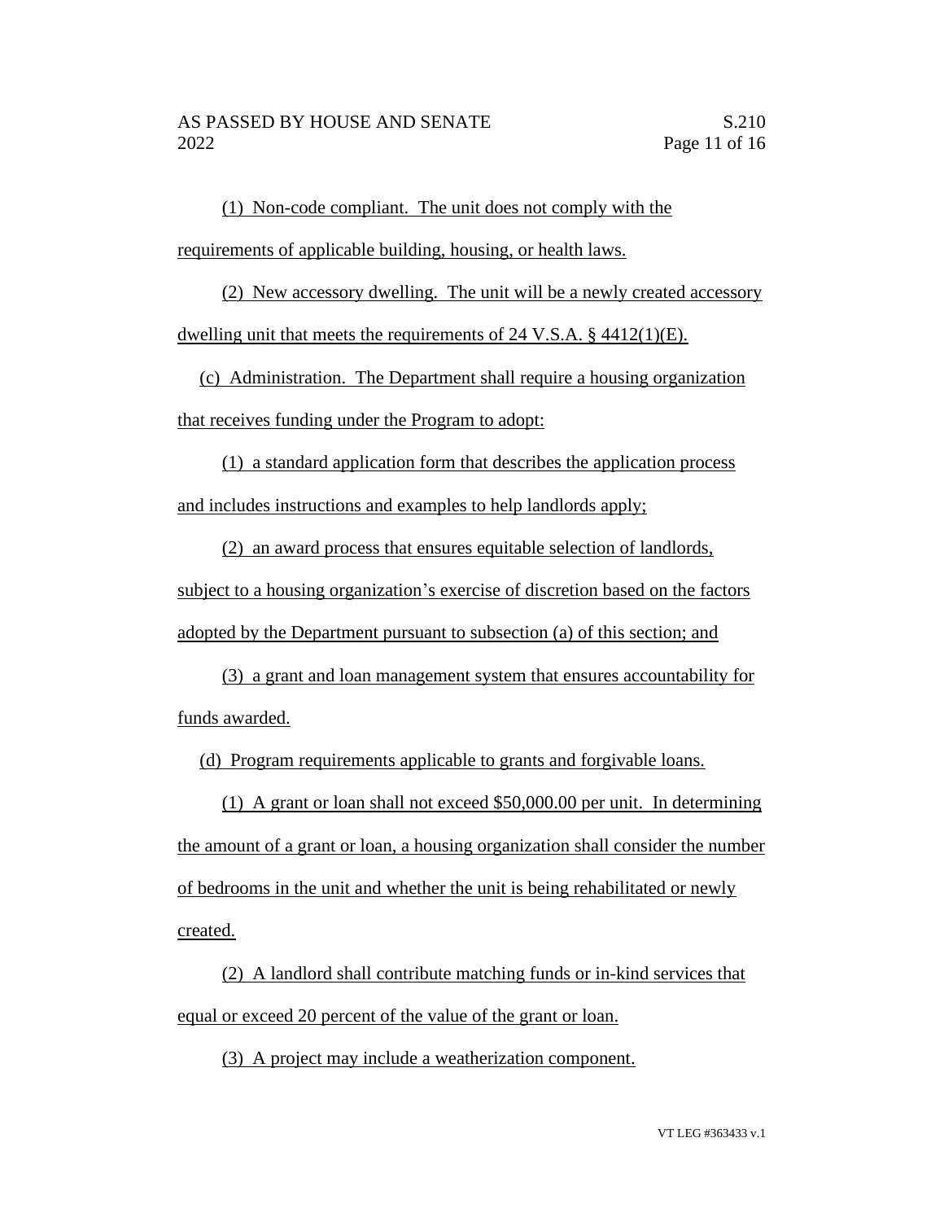(1) Non-code compliant. The unit does not comply with the requirements of applicable building, housing, or health laws.

(2) New accessory dwelling. The unit will be a newly created accessory dwelling unit that meets the requirements of 24 V.S.A. § 4412(1)(E).

(c) Administration. The Department shall require a housing organization that receives funding under the Program to adopt:

(1) a standard application form that describes the application process and includes instructions and examples to help landlords apply;

(2) an award process that ensures equitable selection of landlords, subject to a housing organization's exercise of discretion based on the factors adopted by the Department pursuant to subsection (a) of this section; and

(3) a grant and loan management system that ensures accountability for funds awarded.

(d) Program requirements applicable to grants and forgivable loans.

(1) A grant or loan shall not exceed $50,000.00 per unit. In determining the amount of a grant or loan, a housing organization shall consider the number of bedrooms in the unit and whether the unit is being rehabilitated or newly created.

(2) A landlord shall contribute matching funds or in-kind services that equal or exceed 20 percent of the value of the grant or loan.

(3) A project may include a weatherization component.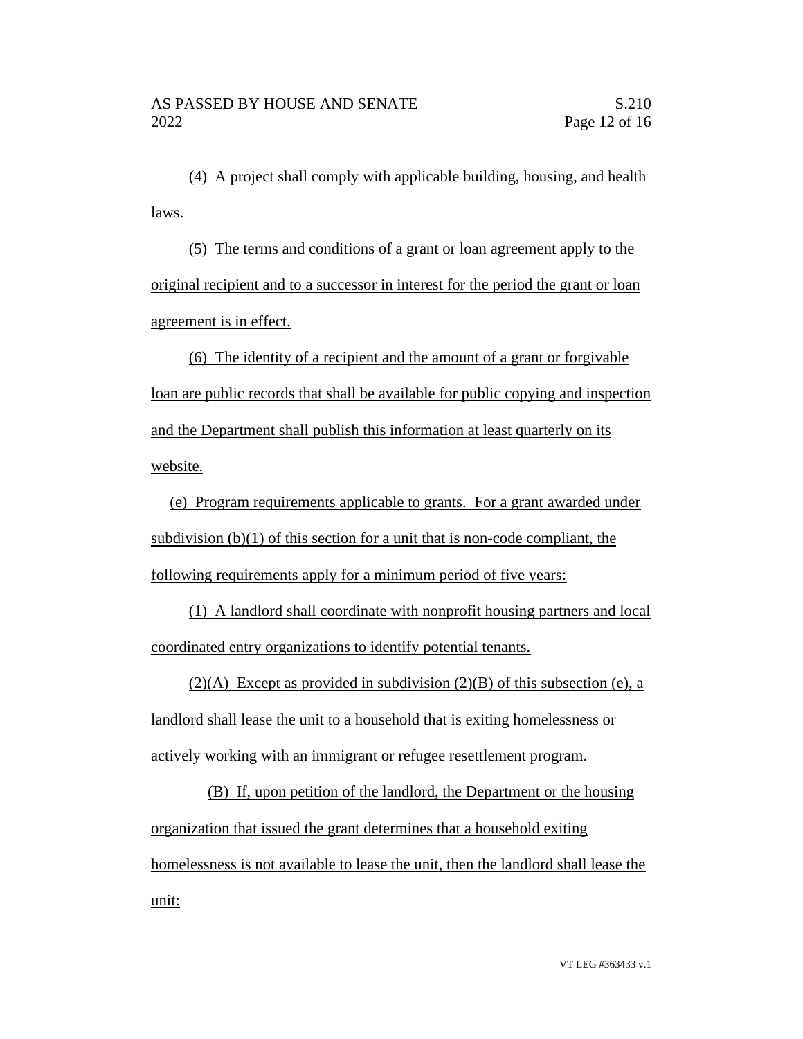(4) A project shall comply with applicable building, housing, and health laws.

(5) The terms and conditions of a grant or loan agreement apply to the original recipient and to a successor in interest for the period the grant or loan agreement is in effect.

(6) The identity of a recipient and the amount of a grant or forgivable loan are public records that shall be available for public copying and inspection and the Department shall publish this information at least quarterly on its website.

(e) Program requirements applicable to grants. For a grant awarded under subdivision (b)(1) of this section for a unit that is non-code compliant, the following requirements apply for a minimum period of five years:

(1) A landlord shall coordinate with nonprofit housing partners and local coordinated entry organizations to identify potential tenants.

(2)(A) Except as provided in subdivision (2)(B) of this subsection (e), a landlord shall lease the unit to a household that is exiting homelessness or actively working with an immigrant or refugee resettlement program.

(B) If, upon petition of the landlord, the Department or the housing organization that issued the grant determines that a household exiting homelessness is not available to lease the unit, then the landlord shall lease the unit: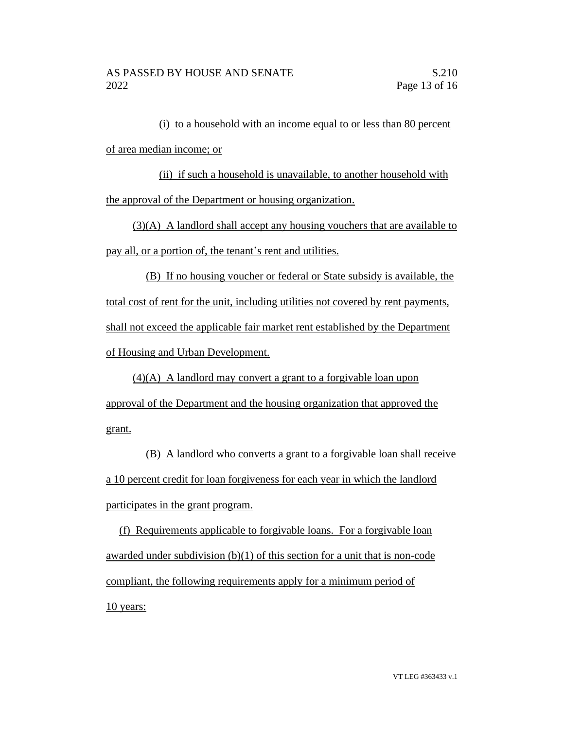(i) to a household with an income equal to or less than 80 percent of area median income; or

(ii) if such a household is unavailable, to another household with the approval of the Department or housing organization.

(3)(A) A landlord shall accept any housing vouchers that are available to pay all, or a portion of, the tenant's rent and utilities.

(B) If no housing voucher or federal or State subsidy is available, the total cost of rent for the unit, including utilities not covered by rent payments, shall not exceed the applicable fair market rent established by the Department of Housing and Urban Development.

(4)(A) A landlord may convert a grant to a forgivable loan upon approval of the Department and the housing organization that approved the grant.

(B) A landlord who converts a grant to a forgivable loan shall receive a 10 percent credit for loan forgiveness for each year in which the landlord participates in the grant program.

(f) Requirements applicable to forgivable loans. For a forgivable loan awarded under subdivision (b)(1) of this section for a unit that is non-code compliant, the following requirements apply for a minimum period of 10 years: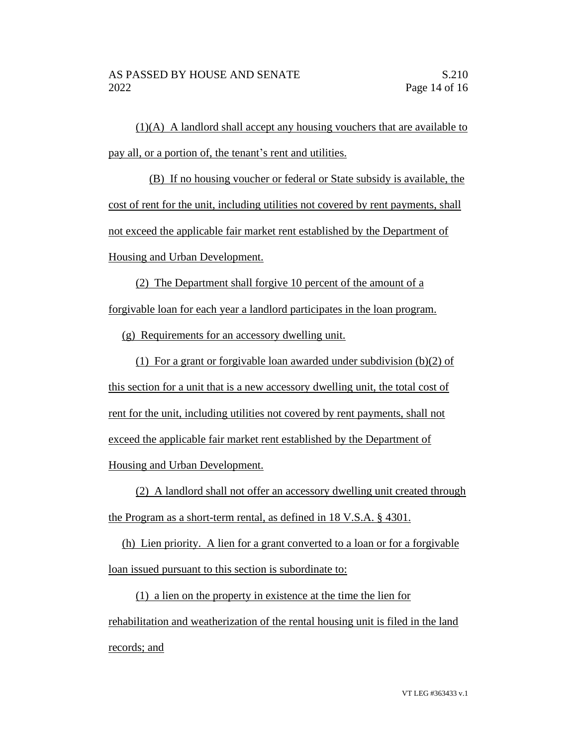(1)(A) A landlord shall accept any housing vouchers that are available to pay all, or a portion of, the tenant's rent and utilities.

(B) If no housing voucher or federal or State subsidy is available, the cost of rent for the unit, including utilities not covered by rent payments, shall not exceed the applicable fair market rent established by the Department of Housing and Urban Development.

(2) The Department shall forgive 10 percent of the amount of a forgivable loan for each year a landlord participates in the loan program.

(g) Requirements for an accessory dwelling unit.

(1) For a grant or forgivable loan awarded under subdivision (b)(2) of this section for a unit that is a new accessory dwelling unit, the total cost of rent for the unit, including utilities not covered by rent payments, shall not exceed the applicable fair market rent established by the Department of Housing and Urban Development.

(2) A landlord shall not offer an accessory dwelling unit created through the Program as a short-term rental, as defined in 18 V.S.A. § 4301.

(h) Lien priority. A lien for a grant converted to a loan or for a forgivable loan issued pursuant to this section is subordinate to:

(1) a lien on the property in existence at the time the lien for rehabilitation and weatherization of the rental housing unit is filed in the land records; and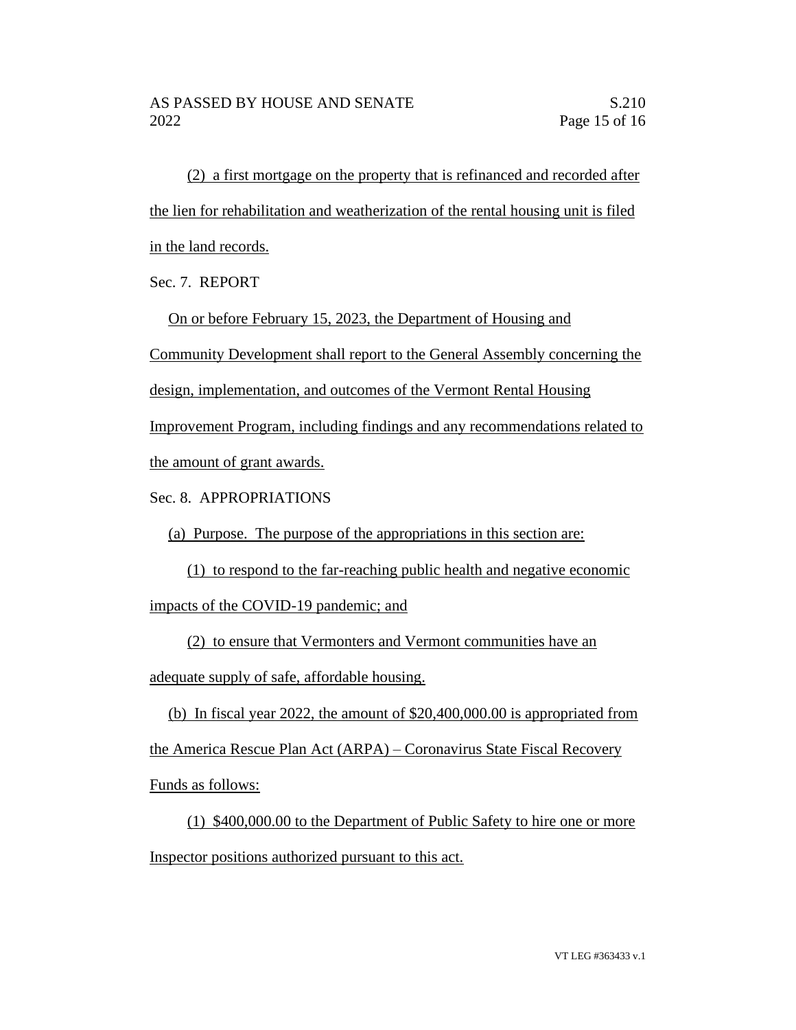(2) a first mortgage on the property that is refinanced and recorded after the lien for rehabilitation and weatherization of the rental housing unit is filed in the land records.

Sec. 7. REPORT

On or before February 15, 2023, the Department of Housing and Community Development shall report to the General Assembly concerning the design, implementation, and outcomes of the Vermont Rental Housing Improvement Program, including findings and any recommendations related to the amount of grant awards.

Sec. 8. APPROPRIATIONS

(a) Purpose. The purpose of the appropriations in this section are:

(1) to respond to the far-reaching public health and negative economic impacts of the COVID-19 pandemic; and

(2) to ensure that Vermonters and Vermont communities have an adequate supply of safe, affordable housing.

(b) In fiscal year 2022, the amount of $20,400,000.00 is appropriated from the America Rescue Plan Act (ARPA) – Coronavirus State Fiscal Recovery Funds as follows:

(1) $400,000.00 to the Department of Public Safety to hire one or more Inspector positions authorized pursuant to this act.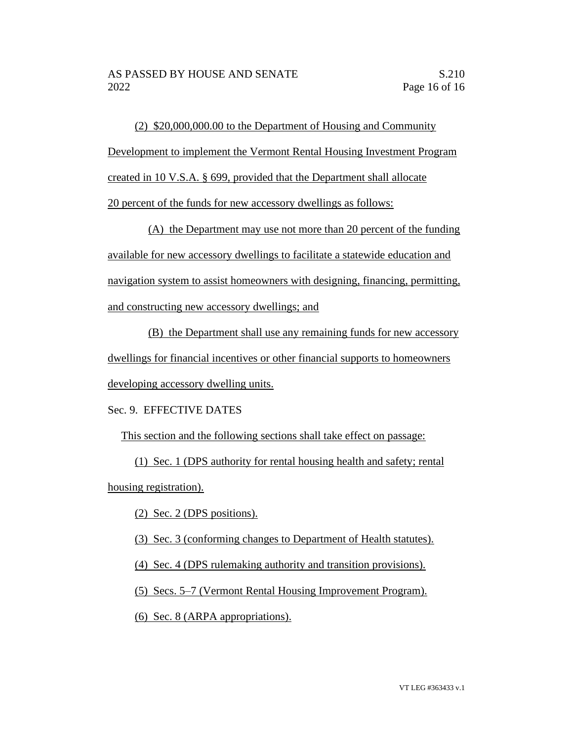(2) $20,000,000.00 to the Department of Housing and Community Development to implement the Vermont Rental Housing Investment Program created in 10 V.S.A. § 699, provided that the Department shall allocate 20 percent of the funds for new accessory dwellings as follows:

(A) the Department may use not more than 20 percent of the funding available for new accessory dwellings to facilitate a statewide education and navigation system to assist homeowners with designing, financing, permitting, and constructing new accessory dwellings; and

(B) the Department shall use any remaining funds for new accessory dwellings for financial incentives or other financial supports to homeowners developing accessory dwelling units.

Sec. 9. EFFECTIVE DATES

This section and the following sections shall take effect on passage:

(1) Sec. 1 (DPS authority for rental housing health and safety; rental housing registration).

(2) Sec. 2 (DPS positions).

(3) Sec. 3 (conforming changes to Department of Health statutes).

(4) Sec. 4 (DPS rulemaking authority and transition provisions).

(5) Secs. 5–7 (Vermont Rental Housing Improvement Program).

(6) Sec. 8 (ARPA appropriations).